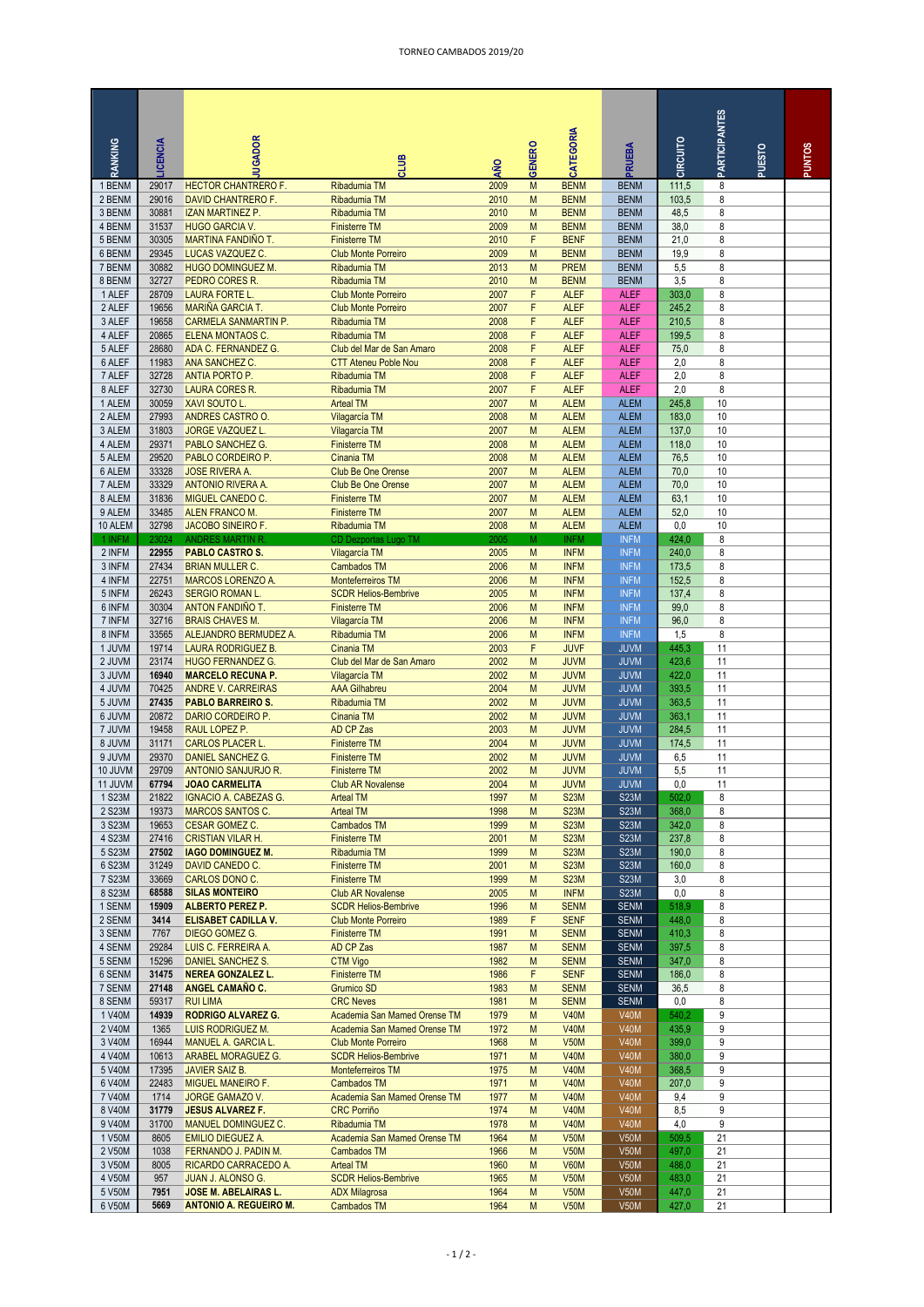# TORNEO CAMBADOS 2019/20

| RANKING | LICENCIA | JUGADOR | CLUB | AÑO | GENERO | CATEGORIA | PRUEBA | CIRCUITO | PARTICIPANTES | PUESTO | PUNTOS |
|---|---|---|---|---|---|---|---|---|---|---|---|
| 1 BENM | 29017 | HECTOR CHANTRERO F. | Ribadumia TM | 2009 | M | BENM | BENM | 111,5 | 8 | | |
| 2 BENM | 29016 | DAVID CHANTRERO F. | Ribadumia TM | 2010 | M | BENM | BENM | 103,5 | 8 | | |
| 3 BENM | 30881 | IZAN MARTINEZ P. | Ribadumia TM | 2010 | M | BENM | BENM | 48,5 | 8 | | |
| 4 BENM | 31537 | HUGO GARCIA V. | Finisterre TM | 2009 | M | BENM | BENM | 38,0 | 8 | | |
| 5 BENM | 30305 | MARTINA FANDIÑO T. | Finisterre TM | 2010 | F | BENF | BENM | 21,0 | 8 | | |
| 6 BENM | 29345 | LUCAS VAZQUEZ C. | Club Monte Porreiro | 2009 | M | BENM | BENM | 19,9 | 8 | | |
| 7 BENM | 30882 | HUGO DOMINGUEZ M. | Ribadumia TM | 2013 | M | PREM | BENM | 5,5 | 8 | | |
| 8 BENM | 32727 | PEDRO CORES R. | Ribadumia TM | 2010 | M | BENM | BENM | 3,5 | 8 | | |
| 1 ALEF | 28709 | LAURA FORTE L. | Club Monte Porreiro | 2007 | F | ALEF | ALEF | 303,0 | 8 | | |
| 2 ALEF | 19656 | MARIÑA GARCIA T. | Club Monte Porreiro | 2007 | F | ALEF | ALEF | 245,2 | 8 | | |
| 3 ALEF | 19658 | CARMELA SANMARTIN P. | Ribadumia TM | 2008 | F | ALEF | ALEF | 210,5 | 8 | | |
| 4 ALEF | 20865 | ELENA MONTAOS C. | Ribadumia TM | 2008 | F | ALEF | ALEF | 199,5 | 8 | | |
| 5 ALEF | 28680 | ADA C. FERNANDEZ G. | Club del Mar de San Amaro | 2008 | F | ALEF | ALEF | 75,0 | 8 | | |
| 6 ALEF | 11983 | ANA SANCHEZ C. | CTT Ateneu Poble Nou | 2008 | F | ALEF | ALEF | 2,0 | 8 | | |
| 7 ALEF | 32728 | ANTIA PORTO P. | Ribadumia TM | 2008 | F | ALEF | ALEF | 2,0 | 8 | | |
| 8 ALEF | 32730 | LAURA CORES R. | Ribadumia TM | 2007 | F | ALEF | ALEF | 2,0 | 8 | | |
| 1 ALEM | 30059 | XAVI SOUTO L. | Arteal TM | 2007 | M | ALEM | ALEM | 245,8 | 10 | | |
| 2 ALEM | 27993 | ANDRES CASTRO O. | Vilagarcía TM | 2008 | M | ALEM | ALEM | 183,0 | 10 | | |
| 3 ALEM | 31803 | JORGE VAZQUEZ L. | Vilagarcía TM | 2007 | M | ALEM | ALEM | 137,0 | 10 | | |
| 4 ALEM | 29371 | PABLO SANCHEZ G. | Finisterre TM | 2008 | M | ALEM | ALEM | 118,0 | 10 | | |
| 5 ALEM | 29520 | PABLO CORDEIRO P. | Cinania TM | 2008 | M | ALEM | ALEM | 76,5 | 10 | | |
| 6 ALEM | 33328 | JOSE RIVERA A. | Club Be One Orense | 2007 | M | ALEM | ALEM | 70,0 | 10 | | |
| 7 ALEM | 33329 | ANTONIO RIVERA A. | Club Be One Orense | 2007 | M | ALEM | ALEM | 70,0 | 10 | | |
| 8 ALEM | 31836 | MIGUEL CANEDO C. | Finisterre TM | 2007 | M | ALEM | ALEM | 63,1 | 10 | | |
| 9 ALEM | 33485 | ALEN FRANCO M. | Finisterre TM | 2007 | M | ALEM | ALEM | 52,0 | 10 | | |
| 10 ALEM | 32798 | JACOBO SINEIRO F. | Ribadumia TM | 2008 | M | ALEM | ALEM | 0,0 | 10 | | |
| 1 INFM | 23024 | ANDRES MARTIN R. | CD Dezportas Lugo TM | 2005 | M | INFM | INFM | 424,0 | 8 | | |
| 2 INFM | 22955 | **PABLO CASTRO S.** | Vilagarcía TM | 2005 | M | INFM | INFM | 240,0 | 8 | | |
| 3 INFM | 27434 | BRIAN MULLER C. | Cambados TM | 2006 | M | INFM | INFM | 173,5 | 8 | | |
| 4 INFM | 22751 | MARCOS LORENZO A. | Monteferreiros TM | 2006 | M | INFM | INFM | 152,5 | 8 | | |
| 5 INFM | 26243 | SERGIO ROMAN L. | SCDR Helios-Bembrive | 2005 | M | INFM | INFM | 137,4 | 8 | | |
| 6 INFM | 30304 | ANTON FANDIÑO T. | Finisterre TM | 2006 | M | INFM | INFM | 99,0 | 8 | | |
| 7 INFM | 32716 | BRAIS CHAVES M. | Vilagarcía TM | 2006 | M | INFM | INFM | 96,0 | 8 | | |
| 8 INFM | 33565 | ALEJANDRO BERMUDEZ A. | Ribadumia TM | 2006 | M | INFM | INFM | 1,5 | 8 | | |
| 1 JUVM | 19714 | LAURA RODRIGUEZ B. | Cinania TM | 2003 | F | JUVF | JUVM | 445,3 | 11 | | |
| 2 JUVM | 23174 | HUGO FERNANDEZ G. | Club del Mar de San Amaro | 2002 | M | JUVM | JUVM | 423,6 | 11 | | |
| 3 JUVM | 16940 | **MARCELO RECUNA P.** | Vilagarcía TM | 2002 | M | JUVM | JUVM | 422,0 | 11 | | |
| 4 JUVM | 70425 | ANDRE V. CARREIRAS | AAA Gilhabreu | 2004 | M | JUVM | JUVM | 393,5 | 11 | | |
| 5 JUVM | 27435 | **PABLO BARREIRO S.** | Ribadumia TM | 2002 | M | JUVM | JUVM | 363,5 | 11 | | |
| 6 JUVM | 20872 | DARIO CORDEIRO P. | Cinania TM | 2002 | M | JUVM | JUVM | 363,1 | 11 | | |
| 7 JUVM | 19458 | RAUL LOPEZ P. | AD CP Zas | 2003 | M | JUVM | JUVM | 284,5 | 11 | | |
| 8 JUVM | 31171 | CARLOS PLACER L. | Finisterre TM | 2004 | M | JUVM | JUVM | 174,5 | 11 | | |
| 9 JUVM | 29370 | DANIEL SANCHEZ G. | Finisterre TM | 2002 | M | JUVM | JUVM | 6,5 | 11 | | |
| 10 JUVM | 29709 | ANTONIO SANJURJO R. | Finisterre TM | 2002 | M | JUVM | JUVM | 5,5 | 11 | | |
| 11 JUVM | 67794 | **JOAO CARMELITA** | Club AR Novalense | 2004 | M | JUVM | JUVM | 0,0 | 11 | | |
| 1 S23M | 21822 | IGNACIO A. CABEZAS G. | Arteal TM | 1997 | M | S23M | S23M | 502,0 | 8 | | |
| 2 S23M | 19373 | MARCOS SANTOS C. | Arteal TM | 1998 | M | S23M | S23M | 368,0 | 8 | | |
| 3 S23M | 19653 | CESAR GOMEZ C. | Cambados TM | 1999 | M | S23M | S23M | 342,0 | 8 | | |
| 4 S23M | 27416 | CRISTIAN VILAR H. | Finisterre TM | 2001 | M | S23M | S23M | 237,8 | 8 | | |
| 5 S23M | 27502 | **IAGO DOMINGUEZ M.** | Ribadumia TM | 1999 | M | S23M | S23M | 190,0 | 8 | | |
| 6 S23M | 31249 | DAVID CANEDO C. | Finisterre TM | 2001 | M | S23M | S23M | 160,0 | 8 | | |
| 7 S23M | 33669 | CARLOS DONO C. | Finisterre TM | 1999 | M | S23M | S23M | 3,0 | 8 | | |
| 8 S23M | 68588 | **SILAS MONTEIRO** | Club AR Novalense | 2005 | M | INFM | S23M | 0,0 | 8 | | |
| 1 SENM | 15909 | **ALBERTO PEREZ P.** | SCDR Helios-Bembrive | 1996 | M | SENM | SENM | 518,9 | 8 | | |
| 2 SENM | 3414 | **ELISABET CADILLA V.** | Club Monte Porreiro | 1989 | F | SENF | SENM | 448,0 | 8 | | |
| 3 SENM | 7767 | DIEGO GOMEZ G. | Finisterre TM | 1991 | M | SENM | SENM | 410,3 | 8 | | |
| 4 SENM | 29284 | LUIS C. FERREIRA A. | AD CP Zas | 1987 | M | SENM | SENM | 397,5 | 8 | | |
| 5 SENM | 15296 | DANIEL SANCHEZ S. | CTM Vigo | 1982 | M | SENM | SENM | 347,0 | 8 | | |
| 6 SENM | 31475 | **NEREA GONZALEZ L.** | Finisterre TM | 1986 | F | SENF | SENM | 186,0 | 8 | | |
| 7 SENM | 27148 | **ANGEL CAMAÑO C.** | Grumico SD | 1983 | M | SENM | SENM | 36,5 | 8 | | |
| 8 SENM | 59317 | **RUI LIMA** | CRC Neves | 1981 | M | SENM | SENM | 0,0 | 8 | | |
| 1 V40M | 14939 | **RODRIGO ALVAREZ G.** | Academia San Mamed Orense TM | 1979 | M | V40M | V40M | 540,2 | 9 | | |
| 2 V40M | 1365 | LUIS RODRIGUEZ M. | Academia San Mamed Orense TM | 1972 | M | V40M | V40M | 435,9 | 9 | | |
| 3 V40M | 16944 | MANUEL A. GARCIA L. | Club Monte Porreiro | 1968 | M | V50M | V40M | 399,0 | 9 | | |
| 4 V40M | 10613 | ARABEL MORAGUEZ G. | SCDR Helios-Bembrive | 1971 | M | V40M | V40M | 380,0 | 9 | | |
| 5 V40M | 17395 | JAVIER SAIZ B. | Monteferreiros TM | 1975 | M | V40M | V40M | 368,5 | 9 | | |
| 6 V40M | 22483 | MIGUEL MANEIRO F. | Cambados TM | 1971 | M | V40M | V40M | 207,0 | 9 | | |
| 7 V40M | 1714 | JORGE GAMAZO V. | Academia San Mamed Orense TM | 1977 | M | V40M | V40M | 9,4 | 9 | | |
| 8 V40M | 31779 | **JESUS ALVAREZ F.** | CRC Porriño | 1974 | M | V40M | V40M | 8,5 | 9 | | |
| 9 V40M | 31700 | MANUEL DOMINGUEZ C. | Ribadumia TM | 1978 | M | V40M | V40M | 4,0 | 9 | | |
| 1 V50M | 8605 | EMILIO DIEGUEZ A. | Academia San Mamed Orense TM | 1964 | M | V50M | V50M | 509,5 | 21 | | |
| 2 V50M | 1038 | FERNANDO J. PADIN M. | Cambados TM | 1966 | M | V50M | V50M | 497,0 | 21 | | |
| 3 V50M | 8005 | RICARDO CARRACEDO A. | Arteal TM | 1960 | M | V60M | V50M | 486,0 | 21 | | |
| 4 V50M | 957 | JUAN J. ALONSO G. | SCDR Helios-Bembrive | 1965 | M | V50M | V50M | 483,0 | 21 | | |
| 5 V50M | 7951 | **JOSE M. ABELAIRAS L.** | ADX Milagrosa | 1964 | M | V50M | V50M | 447,0 | 21 | | |
| 6 V50M | 5669 | **ANTONIO A. REGUEIRO M.** | Cambados TM | 1964 | M | V50M | V50M | 427,0 | 21 | | |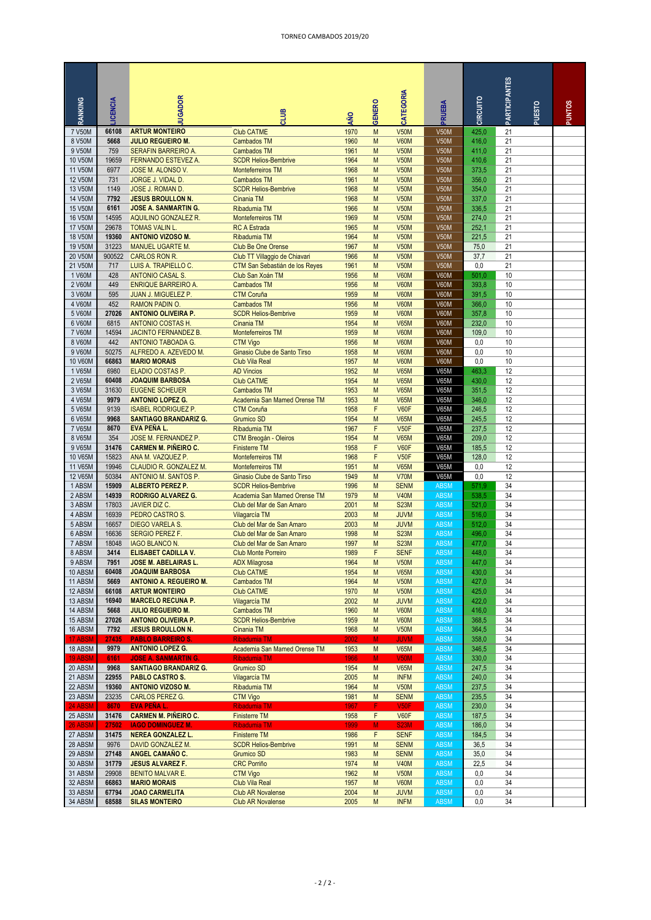| RANKING | LICENCIA | JUGADOR | CLUB | AÑO | GENERO | CATEGORIA | PRUEBA | CIRCUITO | PARTICIPANTES | PUESTO | PUNTOS |
|---|---|---|---|---|---|---|---|---|---|---|---|
| 7 V50M | 66108 | **ARTUR MONTEIRO** | Club CATME | 1970 | M | V50M | V50M | 425,0 | 21 | | |
| 8 V50M | 5668 | **JULIO REGUEIRO M.** | Cambados TM | 1960 | M | V60M | V50M | 416,0 | 21 | | |
| 9 V50M | 759 | SERAFIN BARREIRO A. | Cambados TM | 1961 | M | V50M | V50M | 411,0 | 21 | | |
| 10 V50M | 19659 | FERNANDO ESTEVEZ A. | SCDR Helios-Bembrive | 1964 | M | V50M | V50M | 410,6 | 21 | | |
| 11 V50M | 6977 | JOSE M. ALONSO V. | Montefereiros TM | 1968 | M | V50M | V50M | 373,5 | 21 | | |
| 12 V50M | 731 | JORGE J. VIDAL D. | Cambados TM | 1961 | M | V50M | V50M | 356,0 | 21 | | |
| 13 V50M | 1149 | JOSE J. ROMAN D. | SCDR Helios-Bembrive | 1968 | M | V50M | V50M | 354,0 | 21 | | |
| 14 V50M | 7792 | **JESUS BROULLON N.** | Cinania TM | 1968 | M | V50M | V50M | 337,0 | 21 | | |
| 15 V50M | 6161 | **JOSE A. SANMARTIN G.** | Ribadumia TM | 1966 | M | V50M | V50M | 336,5 | 21 | | |
| 16 V50M | 14595 | AQUILINO GONZALEZ R. | Montefereiros TM | 1969 | M | V50M | V50M | 274,0 | 21 | | |
| 17 V50M | 29678 | TOMAS VALIN L. | RC A Estrada | 1965 | M | V50M | V50M | 252,1 | 21 | | |
| 18 V50M | 19360 | **ANTONIO VIZOSO M.** | Ribadumia TM | 1964 | M | V50M | V50M | 221,5 | 21 | | |
| 19 V50M | 31223 | MANUEL UGARTE M. | Club Be One Orense | 1967 | M | V50M | V50M | 75,0 | 21 | | |
| 20 V50M | 900522 | CARLOS RON R. | Club TT Villaggio de Chiavari | 1966 | M | V50M | V50M | 37,7 | 21 | | |
| 21 V50M | 717 | LUIS A. TRAPIELLO C. | CTM San Sebastián de los Reyes | 1961 | M | V50M | V50M | 0,0 | 21 | | |
| 1 V60M | 428 | ANTONIO CASAL S. | Club San Xoán TM | 1956 | M | V60M | V60M | 501,0 | 10 | | |
| 2 V60M | 449 | ENRIQUE BARREIRO A. | Cambados TM | 1956 | M | V60M | V60M | 393,8 | 10 | | |
| 3 V60M | 595 | JUAN J. MIGUELEZ P. | CTM Coruña | 1959 | M | V60M | V60M | 391,5 | 10 | | |
| 4 V60M | 452 | RAMON PADIN O. | Cambados TM | 1956 | M | V60M | V60M | 366,0 | 10 | | |
| 5 V60M | 27026 | **ANTONIO OLIVEIRA P.** | SCDR Helios-Bembrive | 1959 | M | V60M | V60M | 357,8 | 10 | | |
| 6 V60M | 6815 | ANTONIO COSTAS H. | Cinania TM | 1954 | M | V65M | V60M | 232,0 | 10 | | |
| 7 V60M | 14594 | JACINTO FERNANDEZ B. | Montefereiros TM | 1959 | M | V60M | V60M | 109,0 | 10 | | |
| 8 V60M | 442 | ANTONIO TABOADA G. | CTM Vigo | 1956 | M | V60M | V60M | 0,0 | 10 | | |
| 9 V60M | 50275 | ALFREDO A. AZEVEDO M. | Ginasio Clube de Santo Tirso | 1958 | M | V60M | V60M | 0,0 | 10 | | |
| 10 V60M | 66863 | **MARIO MORAIS** | Club Vila Real | 1957 | M | V60M | V60M | 0,0 | 10 | | |
| 1 V65M | 6980 | ELADIO COSTAS P. | AD Vincios | 1952 | M | V65M | V65M | 463,3 | 12 | | |
| 2 V65M | 60408 | **JOAQUIM BARBOSA** | Club CATME | 1954 | M | V65M | V65M | 430,0 | 12 | | |
| 3 V65M | 31630 | EUGENE SCHEUER | Cambados TM | 1953 | M | V65M | V65M | 351,5 | 12 | | |
| 4 V65M | 9979 | **ANTONIO LOPEZ G.** | Academia San Mamed Orense TM | 1953 | M | V65M | V65M | 346,0 | 12 | | |
| 5 V65M | 9139 | ISABEL RODRIGUEZ P. | CTM Coruña | 1958 | F | V60F | V65M | 246,5 | 12 | | |
| 6 V65M | 9968 | **SANTIAGO BRANDARIZ G.** | Grumico SD | 1954 | M | V65M | V65M | 245,5 | 12 | | |
| 7 V65M | 8670 | **EVA PEÑA L.** | Ribadumia TM | 1967 | F | V50F | V65M | 237,5 | 12 | | |
| 8 V65M | 354 | JOSE M. FERNANDEZ P. | CTM Breogán - Oleiros | 1954 | M | V65M | V65M | 209,0 | 12 | | |
| 9 V65M | 31476 | **CARMEN M. PIÑEIRO C.** | Finisterre TM | 1958 | F | V60F | V65M | 185,5 | 12 | | |
| 10 V65M | 15823 | ANA M. VAZQUEZ P. | Montefereiros TM | 1968 | F | V50F | V65M | 128,0 | 12 | | |
| 11 V65M | 19946 | CLAUDIO R. GONZALEZ M. | Montefereiros TM | 1951 | M | V65M | V65M | 0,0 | 12 | | |
| 12 V65M | 50384 | ANTONIO M. SANTOS P. | Ginasio Clube de Santo Tirso | 1949 | M | V70M | V65M | 0,0 | 12 | | |
| 1 ABSM | 15909 | **ALBERTO PEREZ P.** | SCDR Helios-Bembrive | 1996 | M | SENM | ABSM | 571,9 | 34 | | |
| 2 ABSM | 14939 | **RODRIGO ALVAREZ G.** | Academia San Mamed Orense TM | 1979 | M | V40M | ABSM | 538,5 | 34 | | |
| 3 ABSM | 17803 | JAVIER DIZ C. | Club del Mar de San Amaro | 2001 | M | S23M | ABSM | 521,0 | 34 | | |
| 4 ABSM | 16939 | PEDRO CASTRO S. | Vilagarcía TM | 2003 | M | JUVM | ABSM | 516,0 | 34 | | |
| 5 ABSM | 16657 | DIEGO VARELA S. | Club del Mar de San Amaro | 2003 | M | JUVM | ABSM | 512,0 | 34 | | |
| 6 ABSM | 16636 | SERGIO PEREZ F. | Club del Mar de San Amaro | 1998 | M | S23M | ABSM | 496,0 | 34 | | |
| 7 ABSM | 18048 | IAGO BLANCO N. | Club del Mar de San Amaro | 1997 | M | S23M | ABSM | 477,0 | 34 | | |
| 8 ABSM | 3414 | **ELISABET CADILLA V.** | Club Monte Porreiro | 1989 | F | SENF | ABSM | 448,0 | 34 | | |
| 9 ABSM | 7951 | **JOSE M. ABELAIRAS L.** | ADX Milagrosa | 1964 | M | V50M | ABSM | 447,0 | 34 | | |
| 10 ABSM | 60408 | **JOAQUIM BARBOSA** | Club CATME | 1954 | M | V65M | ABSM | 430,0 | 34 | | |
| 11 ABSM | 5669 | **ANTONIO A. REGUEIRO M.** | Cambados TM | 1964 | M | V50M | ABSM | 427,0 | 34 | | |
| 12 ABSM | 66108 | **ARTUR MONTEIRO** | Club CATME | 1970 | M | V50M | ABSM | 425,0 | 34 | | |
| 13 ABSM | 16940 | **MARCELO RECUNA P.** | Vilagarcía TM | 2002 | M | JUVM | ABSM | 422,0 | 34 | | |
| 14 ABSM | 5668 | **JULIO REGUEIRO M.** | Cambados TM | 1960 | M | V60M | ABSM | 416,0 | 34 | | |
| 15 ABSM | 27026 | **ANTONIO OLIVEIRA P.** | SCDR Helios-Bembrive | 1959 | M | V60M | ABSM | 368,5 | 34 | | |
| 16 ABSM | 7792 | **JESUS BROULLON N.** | Cinania TM | 1968 | M | V50M | ABSM | 364,5 | 34 | | |
| 17 ABSM | 27435 | **PABLO BARREIRO S.** | Ribadumia TM | 2002 | M | JUVM | ABSM | 358,0 | 34 | | |
| 18 ABSM | 9979 | **ANTONIO LOPEZ G.** | Academia San Mamed Orense TM | 1953 | M | V65M | ABSM | 346,5 | 34 | | |
| 19 ABSM | 6161 | **JOSE A. SANMARTIN G.** | Ribadumia TM | 1966 | M | V50M | ABSM | 330,0 | 34 | | |
| 20 ABSM | 9968 | **SANTIAGO BRANDARIZ G.** | Grumico SD | 1954 | M | V65M | ABSM | 247,5 | 34 | | |
| 21 ABSM | 22955 | **PABLO CASTRO S.** | Vilagarcía TM | 2005 | M | INFM | ABSM | 240,0 | 34 | | |
| 22 ABSM | 19360 | **ANTONIO VIZOSO M.** | Ribadumia TM | 1964 | M | V50M | ABSM | 237,5 | 34 | | |
| 23 ABSM | 23235 | CARLOS PEREZ G. | CTM Vigo | 1981 | M | SENM | ABSM | 235,5 | 34 | | |
| 24 ABSM | 8670 | **EVA PEÑA L.** | Ribadumia TM | 1967 | F | V50F | ABSM | 230,0 | 34 | | |
| 25 ABSM | 31476 | **CARMEN M. PIÑEIRO C.** | Finisterre TM | 1958 | F | V60F | ABSM | 187,5 | 34 | | |
| 26 ABSM | 27502 | **IAGO DOMINGUEZ M.** | Ribadumia TM | 1999 | M | S23M | ABSM | 186,0 | 34 | | |
| 27 ABSM | 31475 | **NEREA GONZALEZ L.** | Finisterre TM | 1986 | F | SENF | ABSM | 184,5 | 34 | | |
| 28 ABSM | 9976 | DAVID GONZALEZ M. | SCDR Helios-Bembrive | 1991 | M | SENM | ABSM | 36,5 | 34 | | |
| 29 ABSM | 27148 | **ANGEL CAMAÑO C.** | Grumico SD | 1983 | M | SENM | ABSM | 35,0 | 34 | | |
| 30 ABSM | 31779 | **JESUS ALVAREZ F.** | CRC Porriño | 1974 | M | V40M | ABSM | 22,5 | 34 | | |
| 31 ABSM | 29908 | BENITO MALVAR E. | CTM Vigo | 1962 | M | V50M | ABSM | 0,0 | 34 | | |
| 32 ABSM | 66863 | **MARIO MORAIS** | Club Vila Real | 1957 | M | V60M | ABSM | 0,0 | 34 | | |
| 33 ABSM | 67794 | **JOAO CARMELITA** | Club AR Novalense | 2004 | M | JUVM | ABSM | 0,0 | 34 | | |
| 34 ABSM | 68588 | **SILAS MONTEIRO** | Club AR Novalense | 2005 | M | INFM | ABSM | 0,0 | 34 | | |